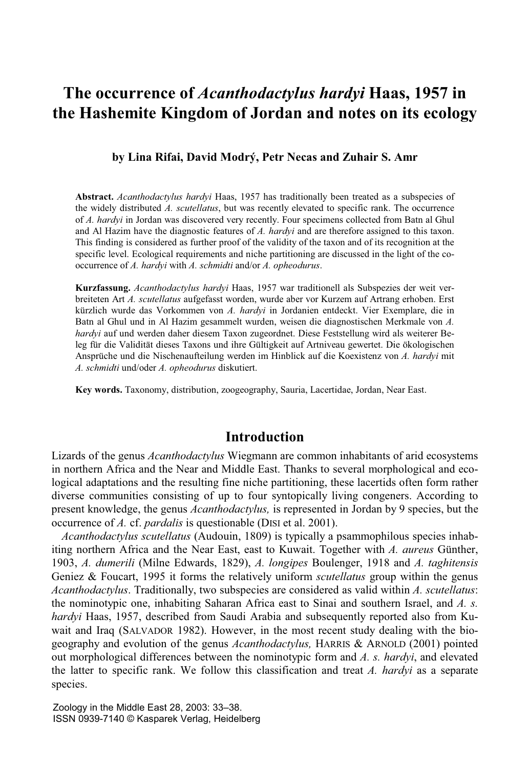# The occurrence of *Acanthodactylus hardyi* Haas, 1957 in the Hashemite Kingdom of Jordan and notes on its ecology

**by Lina Rifai, David Modrý, Petr Necas and Zuhair S. Amr**

**Abstract.** *Acanthodactylus hardyi* Haas, 1957 has traditionally been treated as a subspecies of the widely distributed *A. scutellatus*, but was recently elevated to specific rank. The occurrence of *A. hardyi* in Jordan was discovered very recently. Four specimens collected from Batn al Ghul and Al Hazim have the diagnostic features of *A. hardyi* and are therefore assigned to this taxon. This finding is considered as further proof of the validity of the taxon and of its recognition at the specific level. Ecological requirements and niche partitioning are discussed in the light of the co-occurrence of *A. hardyi* with *A. schmidti* and/or *A. opheodurus*.

**Kurzfassung.** *Acanthodactylus hardyi* Haas, 1957 war traditionell als Subspezies der weit verbreiteten Art *A. scutellatus* aufgefasst worden, wurde aber vor Kurzem auf Artrang erhoben. Erst kürzlich wurde das Vorkommen von *A. hardyi* in Jordanien entdeckt. Vier Exemplare, die in Batn al Ghul und in Al Hazim gesammelt wurden, weisen die diagnostischen Merkmale von *A. hardyi* auf und werden daher diesem Taxon zugeordnet. Diese Feststellung wird als weiterer Beleg für die Validität dieses Taxons und ihre Gültigkeit auf Artniveau gewertet. Die ökologischen Ansprüche und die Nischenaufteilung werden im Hinblick auf die Koexistenz von *A. hardyi* mit *A. schmidti* und/oder *A. opheodurus* diskutiert.

**Key words.** Taxonomy, distribution, zoogeography, Sauria, Lacertidae, Jordan, Near East.

## Introduction

Lizards of the genus *Acanthodactylus* Wiegmann are common inhabitants of arid ecosystems in northern Africa and the Near and Middle East. Thanks to several morphological and ecological adaptations and the resulting fine niche partitioning, these lacertids often form rather diverse communities consisting of up to four syntopically living congeners. According to present knowledge, the genus *Acanthodactylus,* is represented in Jordan by 9 species, but the occurrence of *A.* cf. *pardalis* is questionable (DISI et al. 2001).

*Acanthodactylus scutellatus* (Audouin, 1809) is typically a psammophilous species inhabiting northern Africa and the Near East, east to Kuwait. Together with *A. aureus* Günther, 1903, *A. dumerili* (Milne Edwards, 1829), *A. longipes* Boulenger, 1918 and *A. taghitensis* Geniez & Foucart, 1995 it forms the relatively uniform *scutellatus* group within the genus *Acanthodactylus*. Traditionally, two subspecies are considered as valid within *A. scutellatus*: the nominotypic one, inhabiting Saharan Africa east to Sinai and southern Israel, and *A. s. hardyi* Haas, 1957, described from Saudi Arabia and subsequently reported also from Kuwait and Iraq (SALVADOR 1982). However, in the most recent study dealing with the biogeography and evolution of the genus *Acanthodactylus,* HARRIS & ARNOLD (2001) pointed out morphological differences between the nominotypic form and *A. s. hardyi*, and elevated the latter to specific rank. We follow this classification and treat *A. hardyi* as a separate species.

Zoology in the Middle East 28, 2003: 33–38.
ISSN 0939-7140 © Kasparek Verlag, Heidelberg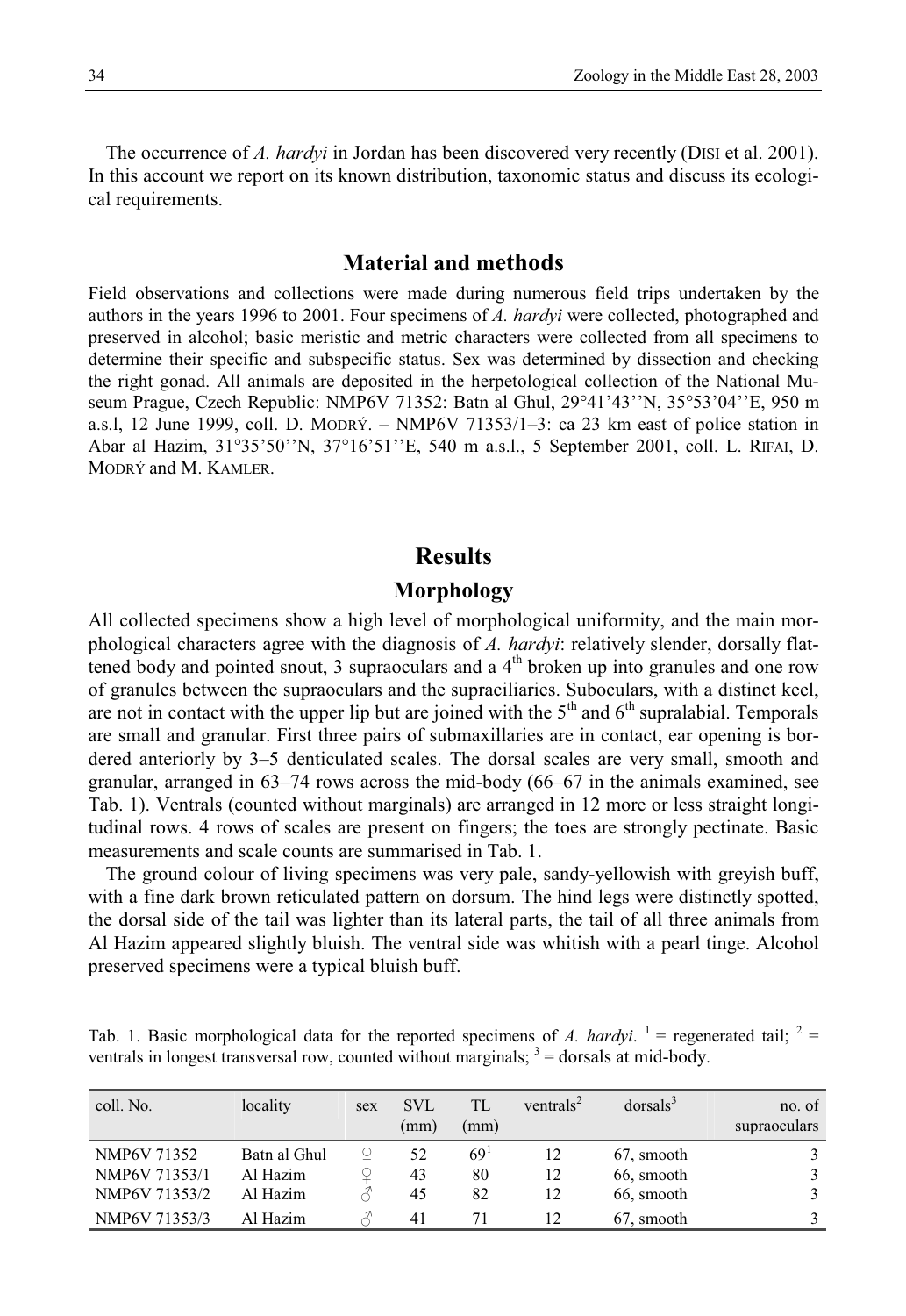The occurrence of *A. hardyi* in Jordan has been discovered very recently (DISI et al. 2001). In this account we report on its known distribution, taxonomic status and discuss its ecological requirements.

## Material and methods

Field observations and collections were made during numerous field trips undertaken by the authors in the years 1996 to 2001. Four specimens of *A. hardyi* were collected, photographed and preserved in alcohol; basic meristic and metric characters were collected from all specimens to determine their specific and subspecific status. Sex was determined by dissection and checking the right gonad. All animals are deposited in the herpetological collection of the National Museum Prague, Czech Republic: NMP6V 71352: Batn al Ghul, 29°41'43''N, 35°53'04''E, 950 m a.s.l, 12 June 1999, coll. D. MODRÝ. – NMP6V 71353/1–3: ca 23 km east of police station in Abar al Hazim, 31°35'50''N, 37°16'51''E, 540 m a.s.l., 5 September 2001, coll. L. RIFAI, D. MODRÝ and M. KAMLER.

## Results

### Morphology

All collected specimens show a high level of morphological uniformity, and the main morphological characters agree with the diagnosis of *A. hardyi*: relatively slender, dorsally flattened body and pointed snout, 3 supraoculars and a 4th broken up into granules and one row of granules between the supraoculars and the supraciliaries. Suboculars, with a distinct keel, are not in contact with the upper lip but are joined with the 5th and 6th supralabial. Temporals are small and granular. First three pairs of submaxillaries are in contact, ear opening is bordered anteriorly by 3–5 denticulated scales. The dorsal scales are very small, smooth and granular, arranged in 63–74 rows across the mid-body (66–67 in the animals examined, see Tab. 1). Ventrals (counted without marginals) are arranged in 12 more or less straight longitudinal rows. 4 rows of scales are present on fingers; the toes are strongly pectinate. Basic measurements and scale counts are summarised in Tab. 1.

The ground colour of living specimens was very pale, sandy-yellowish with greyish buff, with a fine dark brown reticulated pattern on dorsum. The hind legs were distinctly spotted, the dorsal side of the tail was lighter than its lateral parts, the tail of all three animals from Al Hazim appeared slightly bluish. The ventral side was whitish with a pearl tinge. Alcohol preserved specimens were a typical bluish buff.

Tab. 1. Basic morphological data for the reported specimens of *A. hardyi*. [1] = regenerated tail; [2] = ventrals in longest transversal row, counted without marginals; [3] = dorsals at mid-body.

| coll. No. | locality | sex | SVL (mm) | TL (mm) | ventrals[2] | dorsals[3] | no. of supraoculars |
|---|---|---|---|---|---|---|---|
| NMP6V 71352 | Batn al Ghul | ♀ | 52 | 69[1] | 12 | 67, smooth | 3 |
| NMP6V 71353/1 | Al Hazim | ♀ | 43 | 80 | 12 | 66, smooth | 3 |
| NMP6V 71353/2 | Al Hazim | ♂ | 45 | 82 | 12 | 66, smooth | 3 |
| NMP6V 71353/3 | Al Hazim | ♂ | 41 | 71 | 12 | 67, smooth | 3 |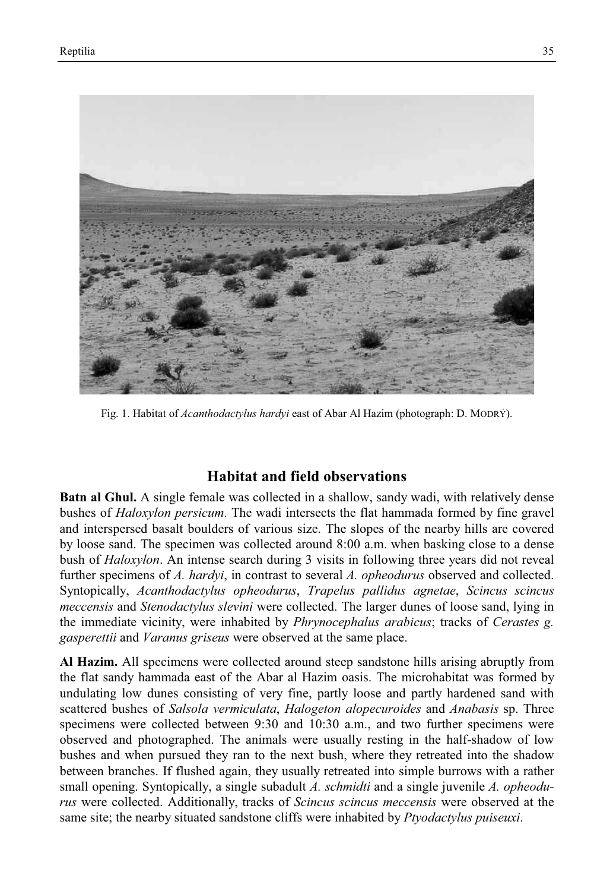Fig. 1. Habitat of *Acanthodactylus hardyi* east of Abar Al Hazim (photograph: D. MODRÝ).

## Habitat and field observations

**Batn al Ghul.** A single female was collected in a shallow, sandy wadi, with relatively dense bushes of *Haloxylon persicum*. The wadi intersects the flat hammada formed by fine gravel and interspersed basalt boulders of various size. The slopes of the nearby hills are covered by loose sand. The specimen was collected around 8:00 a.m. when basking close to a dense bush of *Haloxylon*. An intense search during 3 visits in following three years did not reveal further specimens of *A. hardyi*, in contrast to several *A. opheodurus* observed and collected. Syntopically, *Acanthodactylus opheodurus*, *Trapelus pallidus agnetae*, *Scincus scincus meccensis* and *Stenodactylus slevini* were collected. The larger dunes of loose sand, lying in the immediate vicinity, were inhabited by *Phrynocephalus arabicus*; tracks of *Cerastes g. gasperettii* and *Varanus griseus* were observed at the same place.

**Al Hazim.** All specimens were collected around steep sandstone hills arising abruptly from the flat sandy hammada east of the Abar al Hazim oasis. The microhabitat was formed by undulating low dunes consisting of very fine, partly loose and partly hardened sand with scattered bushes of *Salsola vermiculata*, *Halogeton alopecuroides* and *Anabasis* sp. Three specimens were collected between 9:30 and 10:30 a.m., and two further specimens were observed and photographed. The animals were usually resting in the half-shadow of low bushes and when pursued they ran to the next bush, where they retreated into the shadow between branches. If flushed again, they usually retreated into simple burrows with a rather small opening. Syntopically, a single subadult *A. schmidti* and a single juvenile *A. opheodurus* were collected. Additionally, tracks of *Scincus scincus meccensis* were observed at the same site; the nearby situated sandstone cliffs were inhabited by *Ptyodactylus puiseuxi*.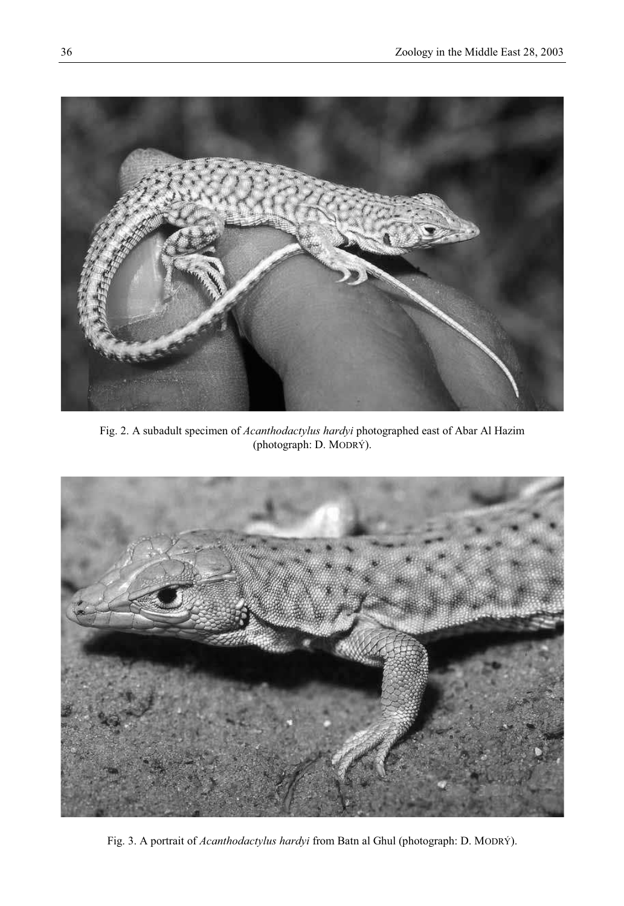Fig. 2. A subadult specimen of *Acanthodactylus hardyi* photographed east of Abar Al Hazim (photograph: D. MODRÝ).

Fig. 3. A portrait of *Acanthodactylus hardyi* from Batn al Ghul (photograph: D. MODRÝ).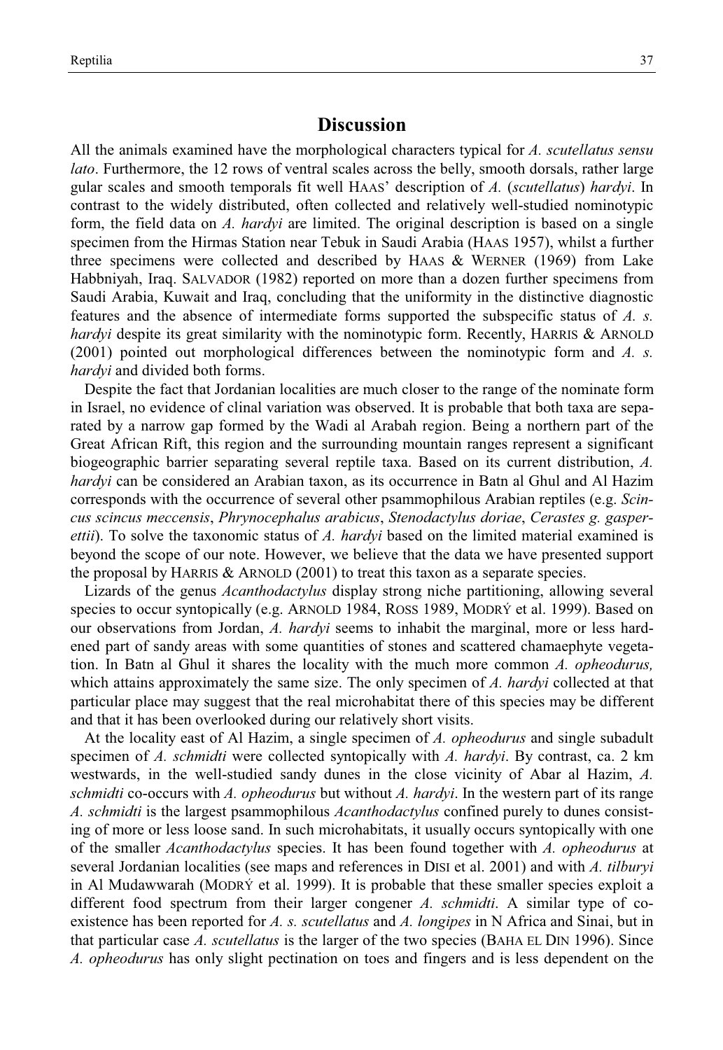# Discussion

All the animals examined have the morphological characters typical for *A. scutellatus sensu lato*. Furthermore, the 12 rows of ventral scales across the belly, smooth dorsals, rather large gular scales and smooth temporals fit well HAAS' description of *A.* (*scutellatus*) *hardyi*. In contrast to the widely distributed, often collected and relatively well-studied nominotypic form, the field data on *A. hardyi* are limited. The original description is based on a single specimen from the Hirmas Station near Tebuk in Saudi Arabia (HAAS 1957), whilst a further three specimens were collected and described by HAAS & WERNER (1969) from Lake Habbniyah, Iraq. SALVADOR (1982) reported on more than a dozen further specimens from Saudi Arabia, Kuwait and Iraq, concluding that the uniformity in the distinctive diagnostic features and the absence of intermediate forms supported the subspecific status of *A. s. hardyi* despite its great similarity with the nominotypic form. Recently, HARRIS & ARNOLD (2001) pointed out morphological differences between the nominotypic form and *A. s. hardyi* and divided both forms.

Despite the fact that Jordanian localities are much closer to the range of the nominate form in Israel, no evidence of clinal variation was observed. It is probable that both taxa are separated by a narrow gap formed by the Wadi al Arabah region. Being a northern part of the Great African Rift, this region and the surrounding mountain ranges represent a significant biogeographic barrier separating several reptile taxa. Based on its current distribution, *A. hardyi* can be considered an Arabian taxon, as its occurrence in Batn al Ghul and Al Hazim corresponds with the occurrence of several other psammophilous Arabian reptiles (e.g. *Scincus scincus meccensis*, *Phrynocephalus arabicus*, *Stenodactylus doriae*, *Cerastes g. gasperettii*). To solve the taxonomic status of *A. hardyi* based on the limited material examined is beyond the scope of our note. However, we believe that the data we have presented support the proposal by HARRIS & ARNOLD (2001) to treat this taxon as a separate species.

Lizards of the genus *Acanthodactylus* display strong niche partitioning, allowing several species to occur syntopically (e.g. ARNOLD 1984, ROSS 1989, MODRÝ et al. 1999). Based on our observations from Jordan, *A. hardyi* seems to inhabit the marginal, more or less hardened part of sandy areas with some quantities of stones and scattered chamaephyte vegetation. In Batn al Ghul it shares the locality with the much more common *A. opheodurus,* which attains approximately the same size. The only specimen of *A. hardyi* collected at that particular place may suggest that the real microhabitat there of this species may be different and that it has been overlooked during our relatively short visits.

At the locality east of Al Hazim, a single specimen of *A. opheodurus* and single subadult specimen of *A. schmidti* were collected syntopically with *A. hardyi*. By contrast, ca. 2 km westwards, in the well-studied sandy dunes in the close vicinity of Abar al Hazim, *A. schmidti* co-occurs with *A. opheodurus* but without *A. hardyi*. In the western part of its range *A. schmidti* is the largest psammophilous *Acanthodactylus* confined purely to dunes consisting of more or less loose sand. In such microhabitats, it usually occurs syntopically with one of the smaller *Acanthodactylus* species. It has been found together with *A. opheodurus* at several Jordanian localities (see maps and references in DISI et al. 2001) and with *A. tilburyi* in Al Mudawwarah (MODRÝ et al. 1999). It is probable that these smaller species exploit a different food spectrum from their larger congener *A. schmidti*. A similar type of co-existence has been reported for *A. s. scutellatus* and *A. longipes* in N Africa and Sinai, but in that particular case *A. scutellatus* is the larger of the two species (BAHA EL DIN 1996). Since *A. opheodurus* has only slight pectination on toes and fingers and is less dependent on the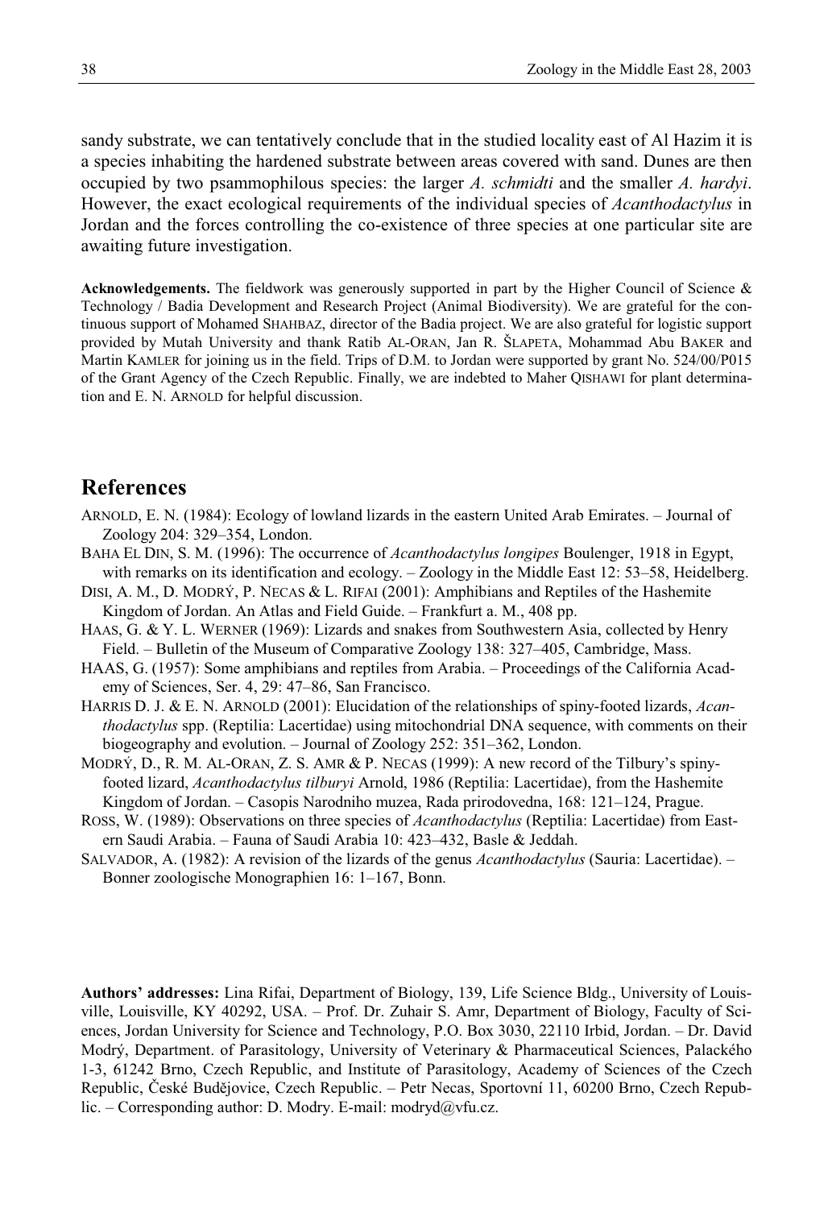sandy substrate, we can tentatively conclude that in the studied locality east of Al Hazim it is a species inhabiting the hardened substrate between areas covered with sand. Dunes are then occupied by two psammophilous species: the larger *A. schmidti* and the smaller *A. hardyi*. However, the exact ecological requirements of the individual species of *Acanthodactylus* in Jordan and the forces controlling the co-existence of three species at one particular site are awaiting future investigation.

**Acknowledgements.** The fieldwork was generously supported in part by the Higher Council of Science & Technology / Badia Development and Research Project (Animal Biodiversity). We are grateful for the continuous support of Mohamed SHAHBAZ, director of the Badia project. We are also grateful for logistic support provided by Mutah University and thank Ratib AL-ORAN, Jan R. ŠLAPETA, Mohammad Abu BAKER and Martin KAMLER for joining us in the field. Trips of D.M. to Jordan were supported by grant No. 524/00/P015 of the Grant Agency of the Czech Republic. Finally, we are indebted to Maher QISHAWI for plant determination and E. N. ARNOLD for helpful discussion.

## References

ARNOLD, E. N. (1984): Ecology of lowland lizards in the eastern United Arab Emirates. – Journal of Zoology 204: 329–354, London.

BAHA EL DIN, S. M. (1996): The occurrence of *Acanthodactylus longipes* Boulenger, 1918 in Egypt, with remarks on its identification and ecology. – Zoology in the Middle East 12: 53–58, Heidelberg.

DISI, A. M., D. MODRÝ, P. NECAS & L. RIFAI (2001): Amphibians and Reptiles of the Hashemite Kingdom of Jordan. An Atlas and Field Guide. – Frankfurt a. M., 408 pp.

HAAS, G. & Y. L. WERNER (1969): Lizards and snakes from Southwestern Asia, collected by Henry Field. – Bulletin of the Museum of Comparative Zoology 138: 327–405, Cambridge, Mass.

HAAS, G. (1957): Some amphibians and reptiles from Arabia. – Proceedings of the California Academy of Sciences, Ser. 4, 29: 47–86, San Francisco.

HARRIS D. J. & E. N. ARNOLD (2001): Elucidation of the relationships of spiny-footed lizards, *Acanthodactylus* spp. (Reptilia: Lacertidae) using mitochondrial DNA sequence, with comments on their biogeography and evolution. – Journal of Zoology 252: 351–362, London.

MODRÝ, D., R. M. AL-ORAN, Z. S. AMR & P. NECAS (1999): A new record of the Tilbury's spiny-footed lizard, *Acanthodactylus tilburyi* Arnold, 1986 (Reptilia: Lacertidae), from the Hashemite Kingdom of Jordan. – Casopis Narodniho muzea, Rada prirodovedna, 168: 121–124, Prague.

ROSS, W. (1989): Observations on three species of *Acanthodactylus* (Reptilia: Lacertidae) from Eastern Saudi Arabia. – Fauna of Saudi Arabia 10: 423–432, Basle & Jeddah.

SALVADOR, A. (1982): A revision of the lizards of the genus *Acanthodactylus* (Sauria: Lacertidae). – Bonner zoologische Monographien 16: 1–167, Bonn.

**Authors' addresses:** Lina Rifai, Department of Biology, 139, Life Science Bldg., University of Louisville, Louisville, KY 40292, USA. – Prof. Dr. Zuhair S. Amr, Department of Biology, Faculty of Sciences, Jordan University for Science and Technology, P.O. Box 3030, 22110 Irbid, Jordan. – Dr. David Modrý, Department. of Parasitology, University of Veterinary & Pharmaceutical Sciences, Palackého 1-3, 61242 Brno, Czech Republic, and Institute of Parasitology, Academy of Sciences of the Czech Republic, České Budějovice, Czech Republic. – Petr Necas, Sportovní 11, 60200 Brno, Czech Republic. – Corresponding author: D. Modry. E-mail: modryd@vfu.cz.